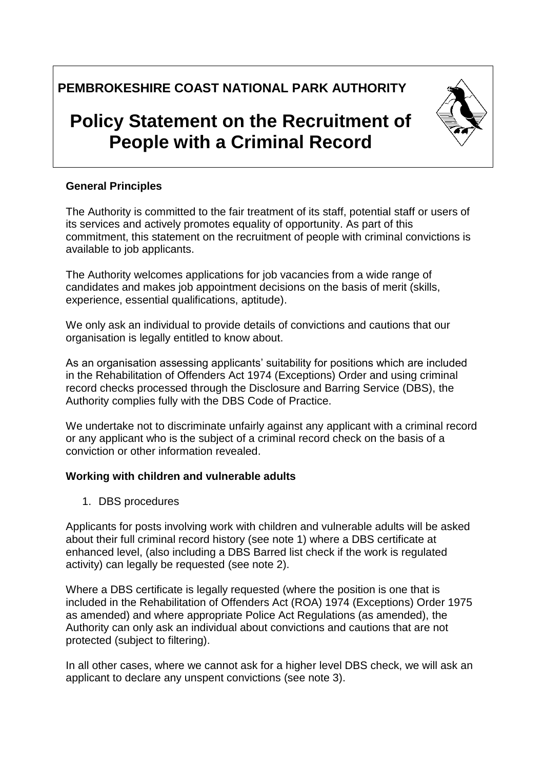**PEMBROKESHIRE COAST NATIONAL PARK AUTHORITY**

# Policy Statement on the Recruitment of People with a Criminal Record

**General Principles**

The Authority is committed to the fair treatment of its staff, potential staff or users of its services and actively promotes equality of opportunity. As part of this commitment, this statement on the recruitment of people with criminal convictions is available to job applicants.

The Authority welcomes applications for job vacancies from a wide range of candidates and makes job appointment decisions on the basis of merit (skills, experience, essential qualifications, aptitude).

We only ask an individual to provide details of convictions and cautions that our organisation is legally entitled to know about.

As an organisation assessing applicants' suitability for positions which are included in the Rehabilitation of Offenders Act 1974 (Exceptions) Order and using criminal record checks processed through the Disclosure and Barring Service (DBS), the Authority complies fully with the DBS Code of Practice.

We undertake not to discriminate unfairly against any applicant with a criminal record or any applicant who is the subject of a criminal record check on the basis of a conviction or other information revealed.

**Working with children and vulnerable adults**

1. DBS procedures

Applicants for posts involving work with children and vulnerable adults will be asked about their full criminal record history (see note 1) where a DBS certificate at enhanced level, (also including a DBS Barred list check if the work is regulated activity) can legally be requested (see note 2).

Where a DBS certificate is legally requested (where the position is one that is included in the Rehabilitation of Offenders Act (ROA) 1974 (Exceptions) Order 1975 as amended) and where appropriate Police Act Regulations (as amended), the Authority can only ask an individual about convictions and cautions that are not protected (subject to filtering).

In all other cases, where we cannot ask for a higher level DBS check, we will ask an applicant to declare any unspent convictions (see note 3).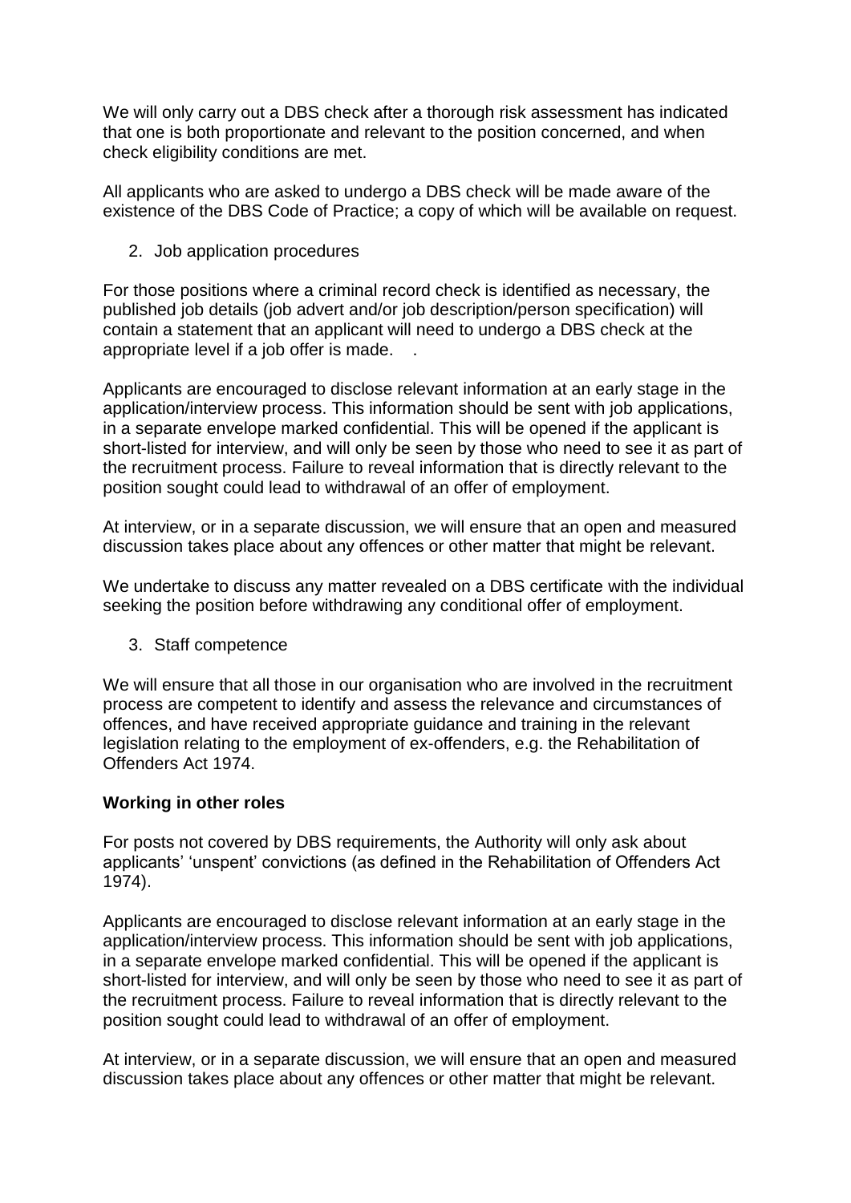We will only carry out a DBS check after a thorough risk assessment has indicated that one is both proportionate and relevant to the position concerned, and when check eligibility conditions are met.

All applicants who are asked to undergo a DBS check will be made aware of the existence of the DBS Code of Practice; a copy of which will be available on request.

2. Job application procedures

For those positions where a criminal record check is identified as necessary, the published job details (job advert and/or job description/person specification) will contain a statement that an applicant will need to undergo a DBS check at the appropriate level if a job offer is made. .

Applicants are encouraged to disclose relevant information at an early stage in the application/interview process. This information should be sent with job applications, in a separate envelope marked confidential. This will be opened if the applicant is short-listed for interview, and will only be seen by those who need to see it as part of the recruitment process. Failure to reveal information that is directly relevant to the position sought could lead to withdrawal of an offer of employment.

At interview, or in a separate discussion, we will ensure that an open and measured discussion takes place about any offences or other matter that might be relevant.

We undertake to discuss any matter revealed on a DBS certificate with the individual seeking the position before withdrawing any conditional offer of employment.

3. Staff competence

We will ensure that all those in our organisation who are involved in the recruitment process are competent to identify and assess the relevance and circumstances of offences, and have received appropriate guidance and training in the relevant legislation relating to the employment of ex-offenders, e.g. the Rehabilitation of Offenders Act 1974.

**Working in other roles**

For posts not covered by DBS requirements, the Authority will only ask about applicants' 'unspent' convictions (as defined in the Rehabilitation of Offenders Act 1974).

Applicants are encouraged to disclose relevant information at an early stage in the application/interview process. This information should be sent with job applications, in a separate envelope marked confidential. This will be opened if the applicant is short-listed for interview, and will only be seen by those who need to see it as part of the recruitment process. Failure to reveal information that is directly relevant to the position sought could lead to withdrawal of an offer of employment.

At interview, or in a separate discussion, we will ensure that an open and measured discussion takes place about any offences or other matter that might be relevant.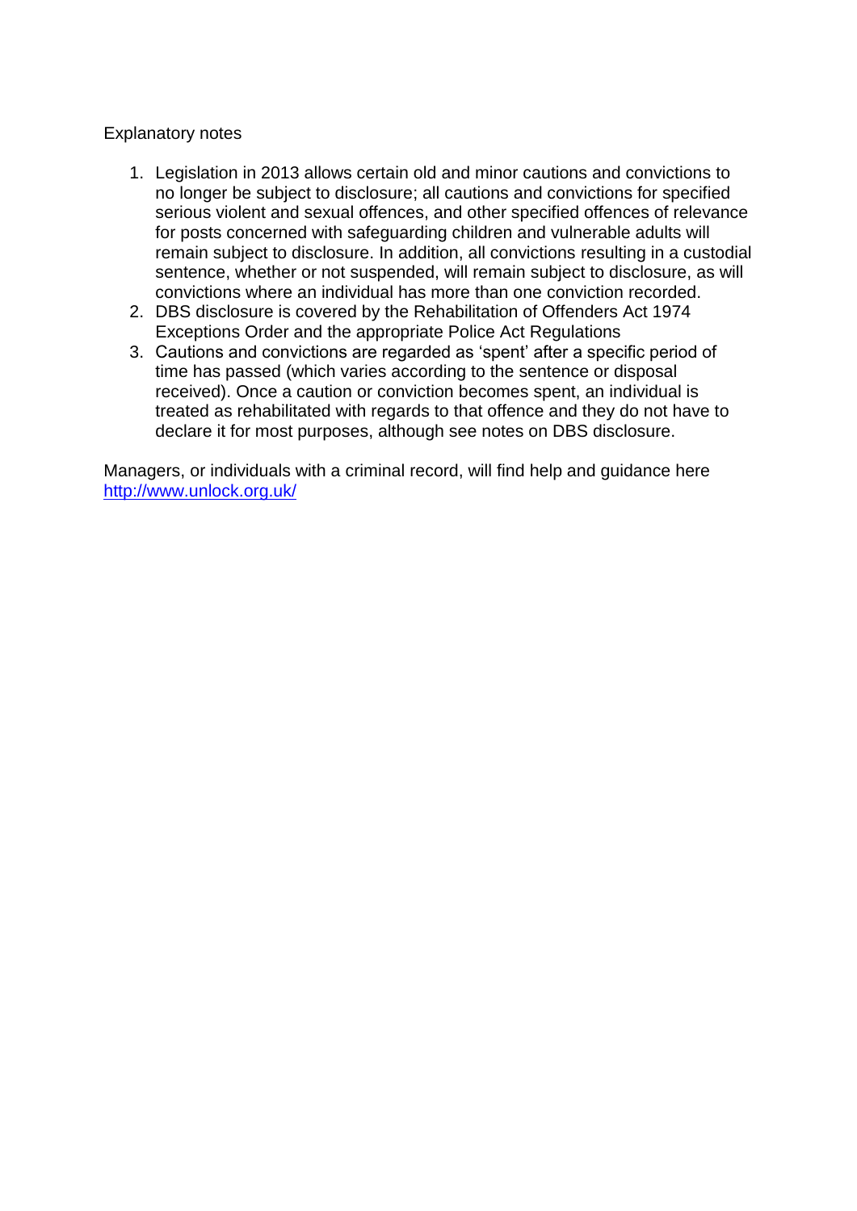Explanatory notes

1. Legislation in 2013 allows certain old and minor cautions and convictions to no longer be subject to disclosure; all cautions and convictions for specified serious violent and sexual offences, and other specified offences of relevance for posts concerned with safeguarding children and vulnerable adults will remain subject to disclosure. In addition, all convictions resulting in a custodial sentence, whether or not suspended, will remain subject to disclosure, as will convictions where an individual has more than one conviction recorded.
2. DBS disclosure is covered by the Rehabilitation of Offenders Act 1974 Exceptions Order and the appropriate Police Act Regulations
3. Cautions and convictions are regarded as 'spent' after a specific period of time has passed (which varies according to the sentence or disposal received). Once a caution or conviction becomes spent, an individual is treated as rehabilitated with regards to that offence and they do not have to declare it for most purposes, although see notes on DBS disclosure.

Managers, or individuals with a criminal record, will find help and guidance here [http://www.unlock.org.uk/](http://www.unlock.org.uk/)